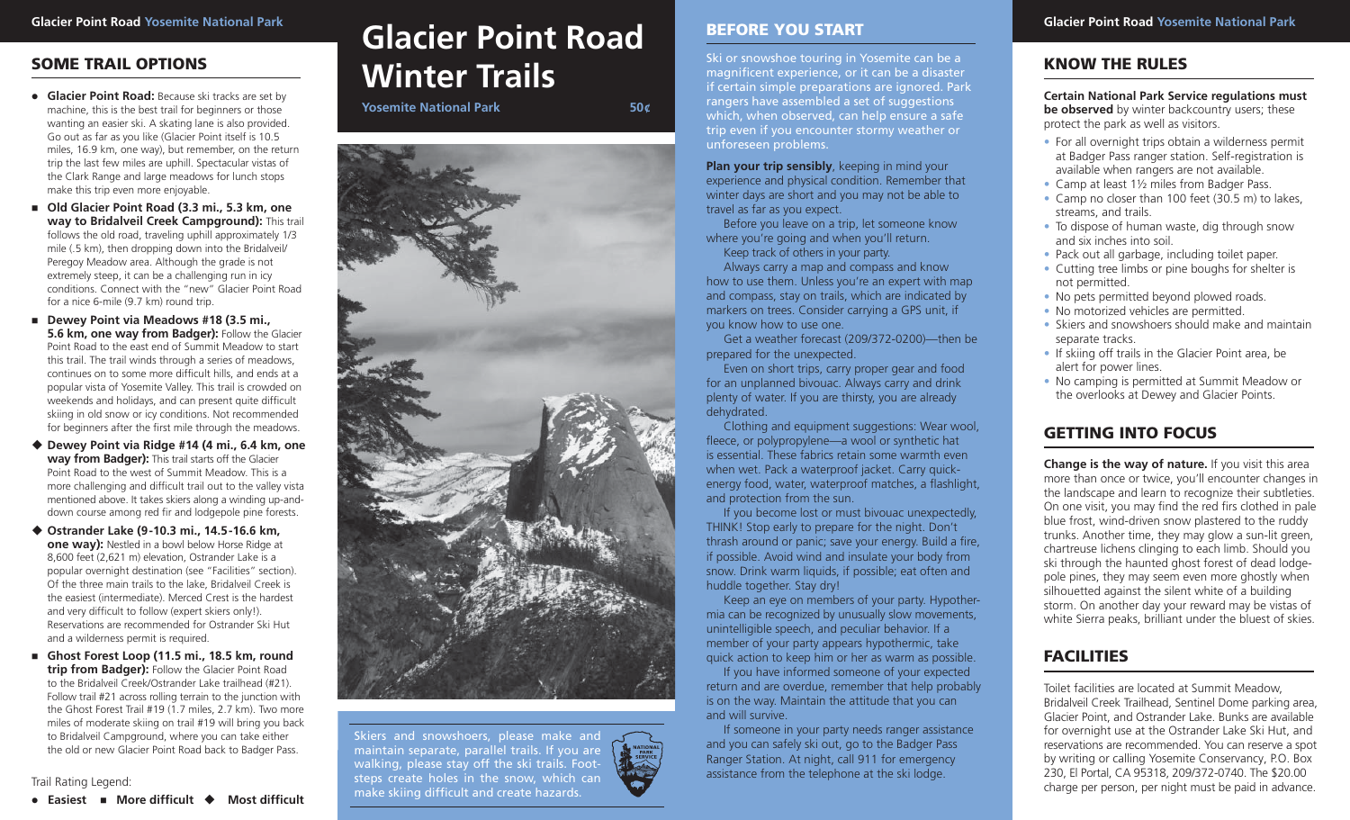# Glacier Point Road Winter Trails

**Yosemite National Park** 50¢

## SOME TRAIL OPTIONS

- ● **Glacier Point Road:** Because ski tracks are set by machine, this is the best trail for beginners or those wanting an easier ski. A skating lane is also provided. Go out as far as you like (Glacier Point itself is 10.5 miles, 16.9 km, one way), but remember, on the return trip the last few miles are uphill. Spectacular vistas of the Clark Range and large meadows for lunch stops make this trip even more enjoyable.
- ■ **Old Glacier Point Road (3.3 mi., 5.3 km, one way to Bridalveil Creek Campground):** This trail follows the old road, traveling uphill approximately 1/3 mile (.5 km), then dropping down into the Bridalveil/Peregoy Meadow area. Although the grade is not extremely steep, it can be a challenging run in icy conditions. Connect with the "new" Glacier Point Road for a nice 6-mile (9.7 km) round trip.
- ■ **Dewey Point via Meadows #18 (3.5 mi., 5.6 km, one way from Badger):** Follow the Glacier Point Road to the east end of Summit Meadow to start this trail. The trail winds through a series of meadows, continues on to some more difficult hills, and ends at a popular vista of Yosemite Valley. This trail is crowded on weekends and holidays, and can present quite difficult skiing in old snow or icy conditions. Not recommended for beginners after the first mile through the meadows.
- ◆ **Dewey Point via Ridge #14 (4 mi., 6.4 km, one way from Badger):** This trail starts off the Glacier Point Road to the west of Summit Meadow. This is a more challenging and difficult trail out to the valley vista mentioned above. It takes skiers along a winding up-and-down course among red fir and lodgepole pine forests.
- ◆ **Ostrander Lake (9-10.3 mi., 14.5-16.6 km, one way):** Nestled in a bowl below Horse Ridge at 8,600 feet (2,621 m) elevation, Ostrander Lake is a popular overnight destination (see "Facilities" section). Of the three main trails to the lake, Bridalveil Creek is the easiest (intermediate). Merced Crest is the hardest and very difficult to follow (expert skiers only!). Reservations are recommended for Ostrander Ski Hut and a wilderness permit is required.
- ■ **Ghost Forest Loop (11.5 mi., 18.5 km, round trip from Badger):** Follow the Glacier Point Road to the Bridalveil Creek/Ostrander Lake trailhead (#21). Follow trail #21 across rolling terrain to the junction with the Ghost Forest Trail #19 (1.7 miles, 2.7 km). Two more miles of moderate skiing on trail #19 will bring you back to Bridalveil Campground, where you can take either the old or new Glacier Point Road back to Badger Pass.

Trail Rating Legend:

● **Easiest** ■ **More difficult** ◆ **Most difficult**

Skiers and snowshoers, please make and maintain separate, parallel trails. If you are walking, please stay off the ski trails. Footsteps create holes in the snow, which can make skiing difficult and create hazards.

## BEFORE YOU START

Ski or snowshoe touring in Yosemite can be a magnificent experience, or it can be a disaster if certain simple preparations are ignored. Park rangers have assembled a set of suggestions which, when observed, can help ensure a safe trip even if you encounter stormy weather or unforeseen problems.

**Plan your trip sensibly**, keeping in mind your experience and physical condition. Remember that winter days are short and you may not be able to travel as far as you expect.

Before you leave on a trip, let someone know where you're going and when you'll return.

Keep track of others in your party.

Always carry a map and compass and know how to use them. Unless you're an expert with map and compass, stay on trails, which are indicated by markers on trees. Consider carrying a GPS unit, if you know how to use one.

Get a weather forecast (209/372-0200)—then be prepared for the unexpected.

Even on short trips, carry proper gear and food for an unplanned bivouac. Always carry and drink plenty of water. If you are thirsty, you are already dehydrated.

Clothing and equipment suggestions: Wear wool, fleece, or polypropylene—a wool or synthetic hat is essential. These fabrics retain some warmth even when wet. Pack a waterproof jacket. Carry quick-energy food, water, waterproof matches, a flashlight, and protection from the sun.

If you become lost or must bivouac unexpectedly, THINK! Stop early to prepare for the night. Don't thrash around or panic; save your energy. Build a fire, if possible. Avoid wind and insulate your body from snow. Drink warm liquids, if possible; eat often and huddle together. Stay dry!

Keep an eye on members of your party. Hypothermia can be recognized by unusually slow movements, unintelligible speech, and peculiar behavior. If a member of your party appears hypothermic, take quick action to keep him or her as warm as possible.

If you have informed someone of your expected return and are overdue, remember that help probably is on the way. Maintain the attitude that you can and will survive.

If someone in your party needs ranger assistance and you can safely ski out, go to the Badger Pass Ranger Station. At night, call 911 for emergency assistance from the telephone at the ski lodge.

## KNOW THE RULES

**Certain National Park Service regulations must be observed** by winter backcountry users; these protect the park as well as visitors.

- For all overnight trips obtain a wilderness permit at Badger Pass ranger station. Self-registration is available when rangers are not available.
- Camp at least 1½ miles from Badger Pass.
- Camp no closer than 100 feet (30.5 m) to lakes, streams, and trails.
- To dispose of human waste, dig through snow and six inches into soil.
- Pack out all garbage, including toilet paper.
- Cutting tree limbs or pine boughs for shelter is not permitted.
- No pets permitted beyond plowed roads.
- No motorized vehicles are permitted.
- Skiers and snowshoers should make and maintain separate tracks.
- If skiing off trails in the Glacier Point area, be alert for power lines.
- No camping is permitted at Summit Meadow or the overlooks at Dewey and Glacier Points.

## GETTING INTO FOCUS

**Change is the way of nature.** If you visit this area more than once or twice, you'll encounter changes in the landscape and learn to recognize their subtleties. On one visit, you may find the red firs clothed in pale blue frost, wind-driven snow plastered to the ruddy trunks. Another time, they may glow a sun-lit green, chartreuse lichens clinging to each limb. Should you ski through the haunted ghost forest of dead lodgepole pines, they may seem even more ghostly when silhouetted against the silent white of a building storm. On another day your reward may be vistas of white Sierra peaks, brilliant under the bluest of skies.

## FACILITIES

Toilet facilities are located at Summit Meadow, Bridalveil Creek Trailhead, Sentinel Dome parking area, Glacier Point, and Ostrander Lake. Bunks are available for overnight use at the Ostrander Lake Ski Hut, and reservations are recommended. You can reserve a spot by writing or calling Yosemite Conservancy, P.O. Box 230, El Portal, CA 95318, 209/372-0740. The $20.00 charge per person, per night must be paid in advance.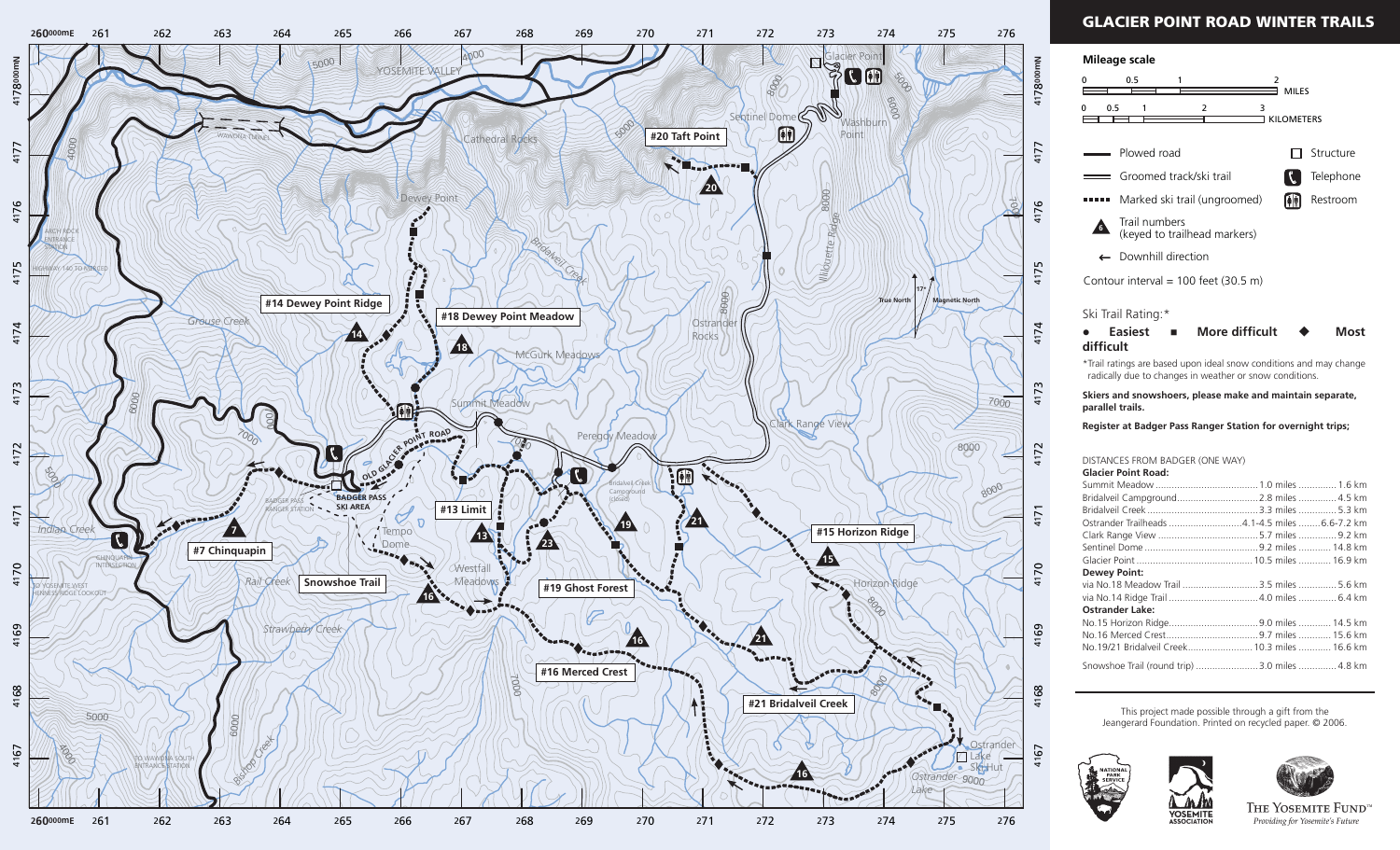# GLACIER POINT ROAD WINTER TRAILS

**Mileage scale**

0 0.5 1 2 MILES

0 0.5 1 2 3 KILOMETERS

- Plowed road
- Groomed track/ski trail
- Marked ski trail (ungroomed)
- Trail numbers (keyed to trailhead markers)
- Downhill direction
- Structure
- Telephone
- Restroom

Contour interval = 100 feet (30.5 m)

Ski Trail Rating:*

● **Easiest** ■ **More difficult** ◆ **Most difficult**

*Trail ratings are based upon ideal snow conditions and may change radically due to changes in weather or snow conditions.

**Skiers and snowshoers, please make and maintain separate, parallel trails.**

**Register at Badger Pass Ranger Station for overnight trips;**

DISTANCES FROM BADGER (ONE WAY)

| | | |
|---|---|---|
| **Glacier Point Road:** | | |
| Summit Meadow | 1.0 miles | 1.6 km |
| Bridalveil Campground | 2.8 miles | 4.5 km |
| Bridalveil Creek | 3.3 miles | 5.3 km |
| Ostrander Trailheads | 4.1-4.5 miles | 6.6-7.2 km |
| Clark Range View | 5.7 miles | 9.2 km |
| Sentinel Dome | 9.2 miles | 14.8 km |
| Glacier Point | 10.5 miles | 16.9 km |
| **Dewey Point:** | | |
| via No.18 Meadow Trail | 3.5 miles | 5.6 km |
| via No.14 Ridge Trail | 4.0 miles | 6.4 km |
| **Ostrander Lake:** | | |
| No.15 Horizon Ridge | 9.0 miles | 14.5 km |
| No.16 Merced Crest | 9.7 miles | 15.6 km |
| No.19/21 Bridalveil Creek | 10.3 miles | 16.6 km |
| Snowshoe Trail (round trip) | 3.0 miles | 4.8 km |

This project made possible through a gift from the Jeangerard Foundation. Printed on recycled paper. © 2006.

National Park Service · Yosemite Association · The Yosemite Fund™ *Providing for Yosemite's Future*

Map labels: Yosemite Valley, Glacier Point, Sentinel Dome, Washburn Point, Cathedral Rocks, Wawona Tunnel, Dewey Point, Bridalveil Creek, Illilouette Ridge, Ostrander Rocks, McGurk Meadows, Summit Meadow, Peregoy Meadow, Clark Range View, Bridalveil Creek Campground (closed), Old Glacier Point Road, Glacier Point Road, Badger Pass Ski Area, Badger Pass Ranger Station, Tempo Dome, Westfall Meadows, Horizon Ridge, Ostrander Lake, Ostrander Lake Ski Hut, Grouse Creek, Indian Creek, Chinquapin Intersection, Rail Creek, Strawberry Creek, Bishop Creek, Arch Rock Entrance Station, Highway 140 to Merced, To Yosemite West / Henness Ridge Lookout, To Wawona South Entrance Station, True North, Magnetic North, 17°

Trails: #7 Chinquapin, #13 Limit, #14 Dewey Point Ridge, #15 Horizon Ridge, #16 Merced Crest, #18 Dewey Point Meadow, #19 Ghost Forest, #20 Taft Point, #21 Bridalveil Creek, #23, Snowshoe Trail